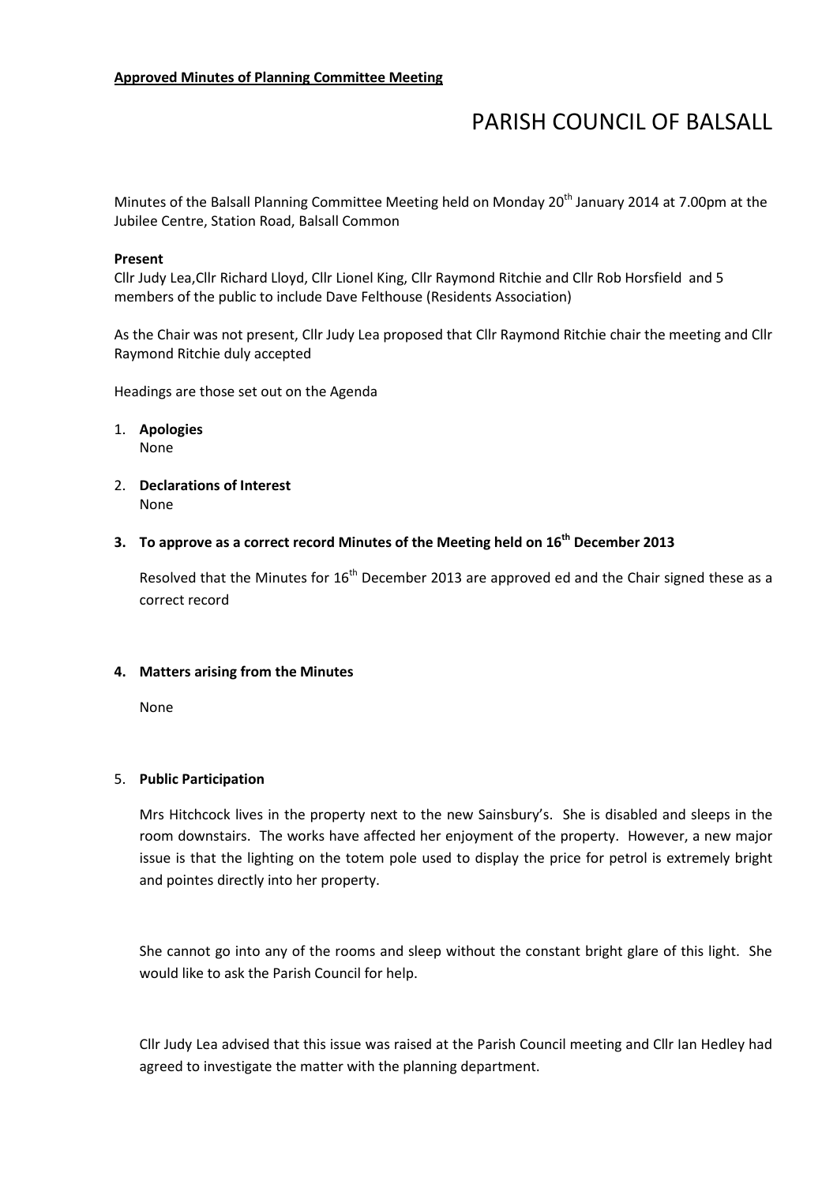**Approved Minutes of Planning Committee Meeting**

# PARISH COUNCIL OF BALSALL

Minutes of the Balsall Planning Committee Meeting held on Monday 20th January 2014 at 7.00pm at the Jubilee Centre, Station Road, Balsall Common

**Present**

Cllr Judy Lea,Cllr Richard Lloyd, Cllr Lionel King, Cllr Raymond Ritchie and Cllr Rob Horsfield and 5 members of the public to include Dave Felthouse (Residents Association)

As the Chair was not present, Cllr Judy Lea proposed that Cllr Raymond Ritchie chair the meeting and Cllr Raymond Ritchie duly accepted

Headings are those set out on the Agenda

1. **Apologies**
   None

2. **Declarations of Interest**
   None

3. **To approve as a correct record Minutes of the Meeting held on 16th December 2013**

   Resolved that the Minutes for 16th December 2013 are approved ed and the Chair signed these as a correct record

4. **Matters arising from the Minutes**

   None

5. **Public Participation**

   Mrs Hitchcock lives in the property next to the new Sainsbury's. She is disabled and sleeps in the room downstairs. The works have affected her enjoyment of the property. However, a new major issue is that the lighting on the totem pole used to display the price for petrol is extremely bright and pointes directly into her property.

   She cannot go into any of the rooms and sleep without the constant bright glare of this light. She would like to ask the Parish Council for help.

   Cllr Judy Lea advised that this issue was raised at the Parish Council meeting and Cllr Ian Hedley had agreed to investigate the matter with the planning department.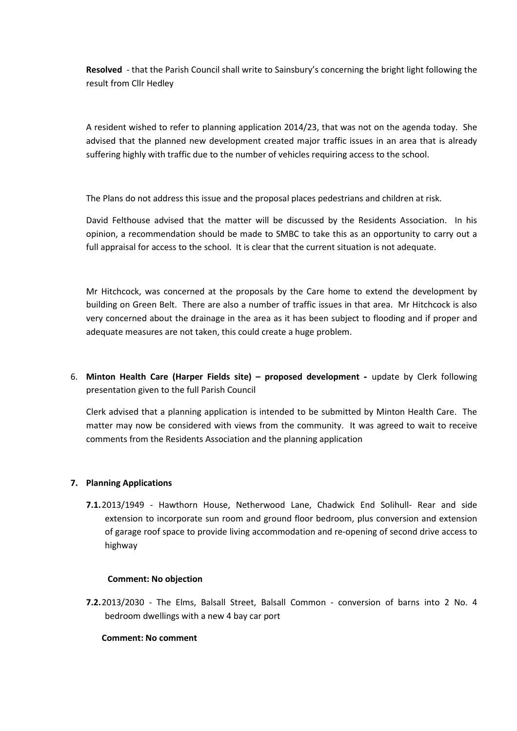**Resolved** - that the Parish Council shall write to Sainsbury's concerning the bright light following the result from Cllr Hedley

A resident wished to refer to planning application 2014/23, that was not on the agenda today. She advised that the planned new development created major traffic issues in an area that is already suffering highly with traffic due to the number of vehicles requiring access to the school.

The Plans do not address this issue and the proposal places pedestrians and children at risk.

David Felthouse advised that the matter will be discussed by the Residents Association. In his opinion, a recommendation should be made to SMBC to take this as an opportunity to carry out a full appraisal for access to the school. It is clear that the current situation is not adequate.

Mr Hitchcock, was concerned at the proposals by the Care home to extend the development by building on Green Belt. There are also a number of traffic issues in that area. Mr Hitchcock is also very concerned about the drainage in the area as it has been subject to flooding and if proper and adequate measures are not taken, this could create a huge problem.

6. **Minton Health Care (Harper Fields site) – proposed development -** update by Clerk following presentation given to the full Parish Council

   Clerk advised that a planning application is intended to be submitted by Minton Health Care. The matter may now be considered with views from the community. It was agreed to wait to receive comments from the Residents Association and the planning application

**7. Planning Applications**

**7.1.** 2013/1949 - Hawthorn House, Netherwood Lane, Chadwick End Solihull- Rear and side extension to incorporate sun room and ground floor bedroom, plus conversion and extension of garage roof space to provide living accommodation and re-opening of second drive access to highway

**Comment: No objection**

**7.2.** 2013/2030 - The Elms, Balsall Street, Balsall Common - conversion of barns into 2 No. 4 bedroom dwellings with a new 4 bay car port

**Comment: No comment**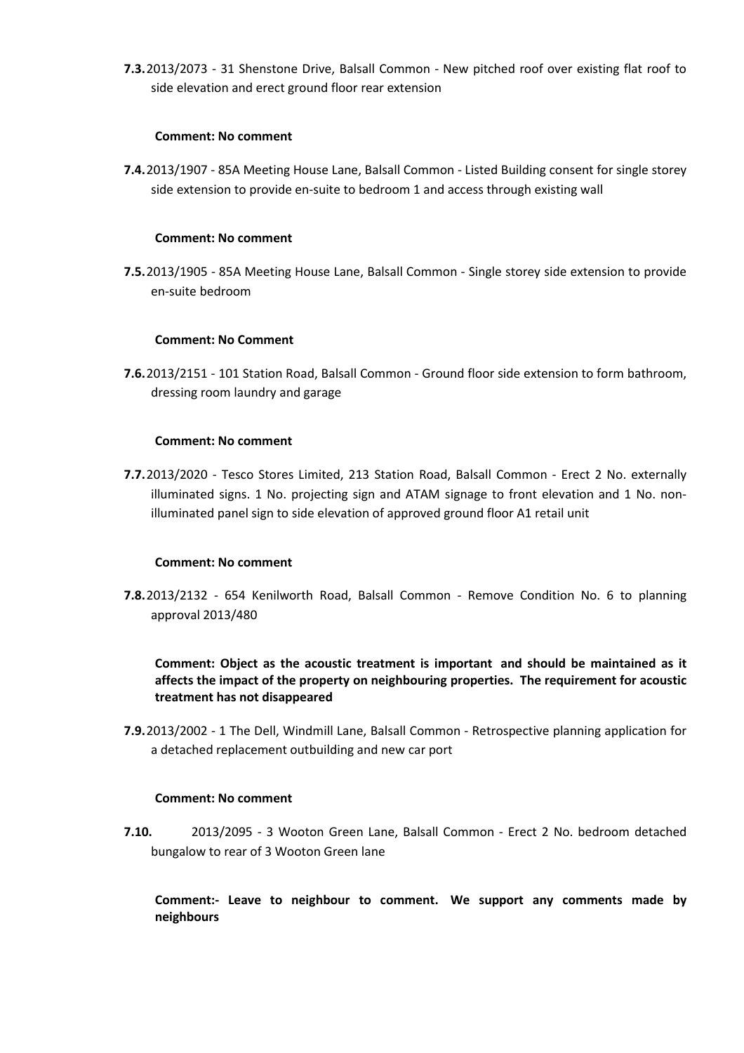**7.3.** 2013/2073 - 31 Shenstone Drive, Balsall Common - New pitched roof over existing flat roof to side elevation and erect ground floor rear extension

**Comment: No comment**

**7.4.** 2013/1907 - 85A Meeting House Lane, Balsall Common - Listed Building consent for single storey side extension to provide en-suite to bedroom 1 and access through existing wall

**Comment: No comment**

**7.5.** 2013/1905 - 85A Meeting House Lane, Balsall Common - Single storey side extension to provide en-suite bedroom

**Comment: No Comment**

**7.6.** 2013/2151 - 101 Station Road, Balsall Common - Ground floor side extension to form bathroom, dressing room laundry and garage

**Comment: No comment**

**7.7.** 2013/2020 - Tesco Stores Limited, 213 Station Road, Balsall Common - Erect 2 No. externally illuminated signs. 1 No. projecting sign and ATAM signage to front elevation and 1 No. non-illuminated panel sign to side elevation of approved ground floor A1 retail unit

**Comment: No comment**

**7.8.** 2013/2132 - 654 Kenilworth Road, Balsall Common - Remove Condition No. 6 to planning approval 2013/480

**Comment: Object as the acoustic treatment is important and should be maintained as it affects the impact of the property on neighbouring properties. The requirement for acoustic treatment has not disappeared**

**7.9.** 2013/2002 - 1 The Dell, Windmill Lane, Balsall Common - Retrospective planning application for a detached replacement outbuilding and new car port

**Comment: No comment**

**7.10.** 2013/2095 - 3 Wooton Green Lane, Balsall Common - Erect 2 No. bedroom detached bungalow to rear of 3 Wooton Green lane

**Comment:- Leave to neighbour to comment. We support any comments made by neighbours**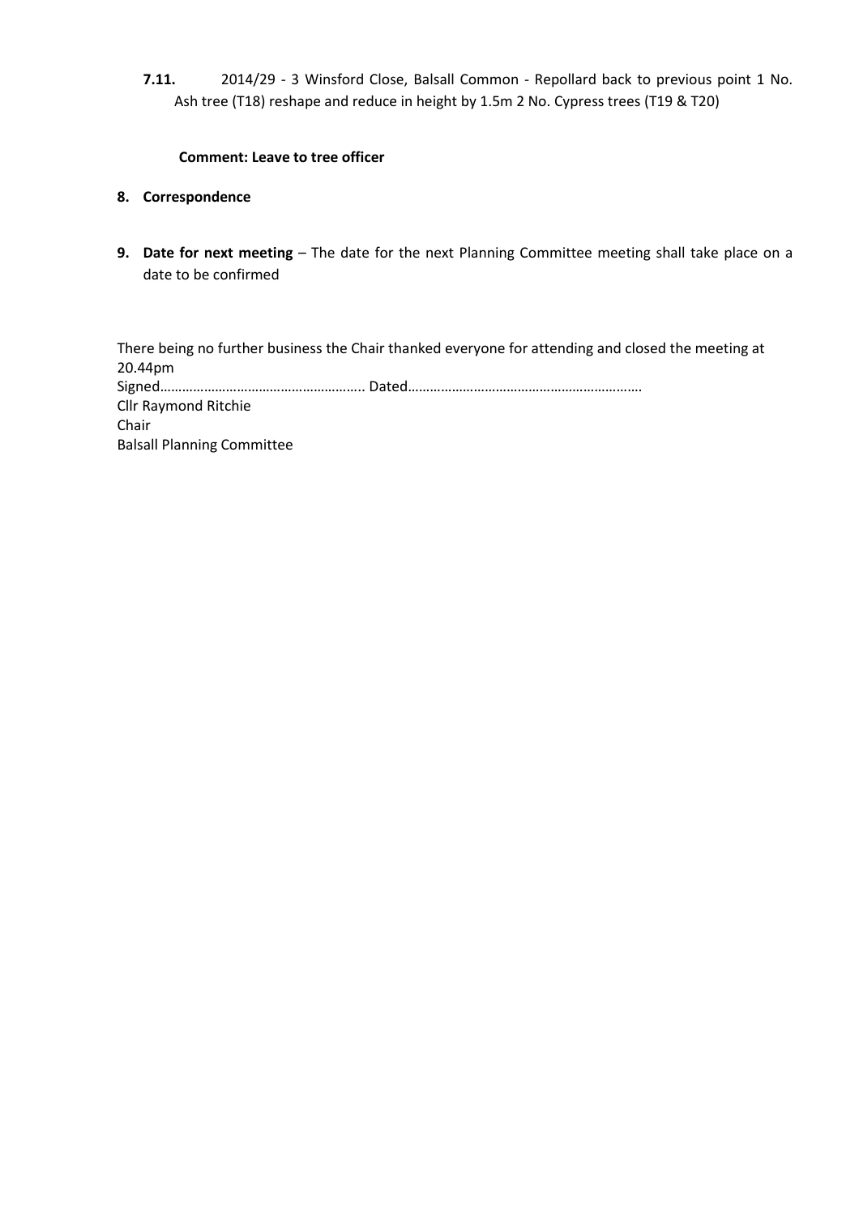**7.11.** 2014/29 - 3 Winsford Close, Balsall Common - Repollard back to previous point 1 No. Ash tree (T18) reshape and reduce in height by 1.5m 2 No. Cypress trees (T19 & T20)

**Comment: Leave to tree officer**

**8. Correspondence**

**9. Date for next meeting** – The date for the next Planning Committee meeting shall take place on a date to be confirmed

There being no further business the Chair thanked everyone for attending and closed the meeting at 20.44pm

Signed……………………………………………….. Dated………………………………………………………

Cllr Raymond Ritchie
Chair
Balsall Planning Committee